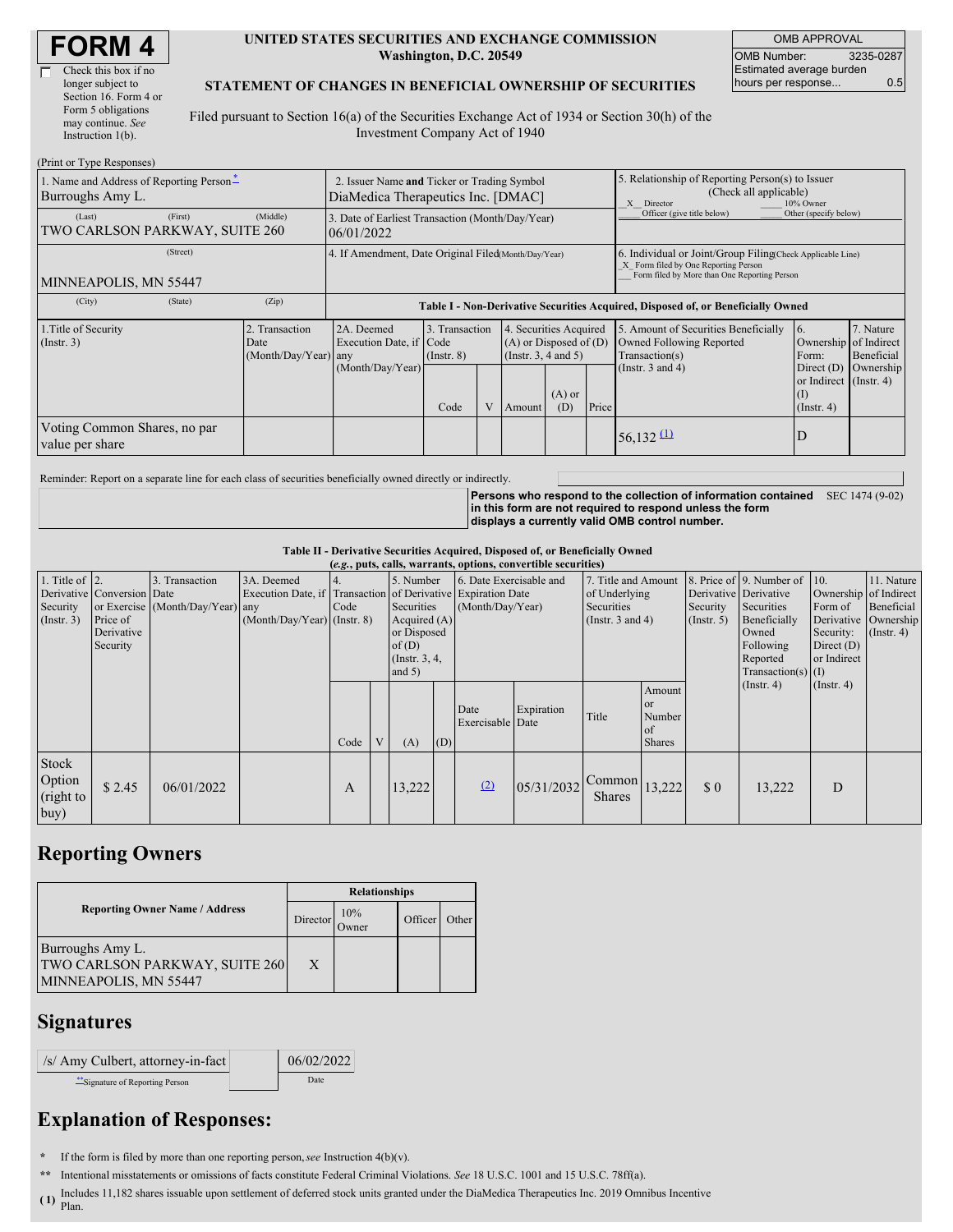# FORM 4

☐ Check this box if no longer subject to Section 16. Form 4 or Form 5 obligations may continue. *See* Instruction 1(b).

**UNITED STATES SECURITIES AND EXCHANGE COMMISSION**
**Washington, D.C. 20549**

**STATEMENT OF CHANGES IN BENEFICIAL OWNERSHIP OF SECURITIES**

Filed pursuant to Section 16(a) of the Securities Exchange Act of 1934 or Section 30(h) of the Investment Company Act of 1940

| OMB APPROVAL | |
|---|---|
| OMB Number: | 3235-0287 |
| Estimated average burden hours per response... | 0.5 |

(Print or Type Responses)

| 1. Name and Address of Reporting Person* | 2. Issuer Name and Ticker or Trading Symbol | 5. Relationship of Reporting Person(s) to Issuer (Check all applicable) |
|---|---|---|
| Burroughs Amy L. | DiaMedica Therapeutics Inc. [DMAC] | X Director ___ 10% Owner ___ Officer (give title below) ___ Other (specify below) |
| (Last) (First) (Middle) TWO CARLSON PARKWAY, SUITE 260 | 3. Date of Earliest Transaction (Month/Day/Year) 06/01/2022 | |
| (Street) MINNEAPOLIS, MN 55447 | 4. If Amendment, Date Original Filed (Month/Day/Year) | 6. Individual or Joint/Group Filing (Check Applicable Line) X Form filed by One Reporting Person ___ Form filed by More than One Reporting Person |
| (City) (State) (Zip) | | |

**Table I - Non-Derivative Securities Acquired, Disposed of, or Beneficially Owned**

| 1.Title of Security (Instr. 3) | 2. Transaction Date (Month/Day/Year) | 2A. Deemed Execution Date, if any (Month/Day/Year) | 3. Transaction Code (Instr. 8) | | 4. Securities Acquired (A) or Disposed of (D) (Instr. 3, 4 and 5) | | | 5. Amount of Securities Beneficially Owned Following Reported Transaction(s) (Instr. 3 and 4) | 6. Ownership Form: Direct (D) or Indirect (I) (Instr. 4) | 7. Nature of Indirect Beneficial Ownership (Instr. 4) |
|---|---|---|---|---|---|---|---|---|---|---|
| | | | Code | V | Amount | (A) or (D) | Price | | | |
| Voting Common Shares, no par value per share | | | | | | | | 56,132 (1) | D | |

Reminder: Report on a separate line for each class of securities beneficially owned directly or indirectly.

**Persons who respond to the collection of information contained in this form are not required to respond unless the form displays a currently valid OMB control number.** SEC 1474 (9-02)

**Table II - Derivative Securities Acquired, Disposed of, or Beneficially Owned**
**(*e.g.*, puts, calls, warrants, options, convertible securities)**

| 1. Title of Derivative Security (Instr. 3) | 2. Conversion or Exercise Price of Derivative Security | 3. Transaction Date (Month/Day/Year) | 3A. Deemed Execution Date, if any (Month/Day/Year) | 4. Transaction Code (Instr. 8) | | 5. Number of Derivative Securities Acquired (A) or Disposed of (D) (Instr. 3, 4, and 5) | | 6. Date Exercisable and Expiration Date (Month/Day/Year) | | 7. Title and Amount of Underlying Securities (Instr. 3 and 4) | | 8. Price of Derivative Security (Instr. 5) | 9. Number of Derivative Securities Beneficially Owned Following Reported Transaction(s) (Instr. 4) | 10. Ownership Form of Derivative Security: Direct (D) or Indirect (I) (Instr. 4) | 11. Nature of Indirect Beneficial Ownership (Instr. 4) |
|---|---|---|---|---|---|---|---|---|---|---|---|---|---|---|---|
| | | | | Code | V | (A) | (D) | Date Exercisable | Expiration Date | Title | Amount or Number of Shares | | | | |
| Stock Option (right to buy) | $ 2.45 | 06/01/2022 | | A | | 13,222 | | (2) | 05/31/2032 | Common Shares | 13,222 | $ 0 | 13,222 | D | |

## Reporting Owners

| Reporting Owner Name / Address | Relationships | | | |
|---|---|---|---|---|
| | Director | 10% Owner | Officer | Other |
| Burroughs Amy L. TWO CARLSON PARKWAY, SUITE 260 MINNEAPOLIS, MN 55447 | X | | | |

## Signatures

| /s/ Amy Culbert, attorney-in-fact | 06/02/2022 |
|---|---|
| **Signature of Reporting Person | Date |

## Explanation of Responses:

\* If the form is filed by more than one reporting person, *see* Instruction 4(b)(v).

\*\* Intentional misstatements or omissions of facts constitute Federal Criminal Violations. *See* 18 U.S.C. 1001 and 15 U.S.C. 78ff(a).

(1) Includes 11,182 shares issuable upon settlement of deferred stock units granted under the DiaMedica Therapeutics Inc. 2019 Omnibus Incentive Plan.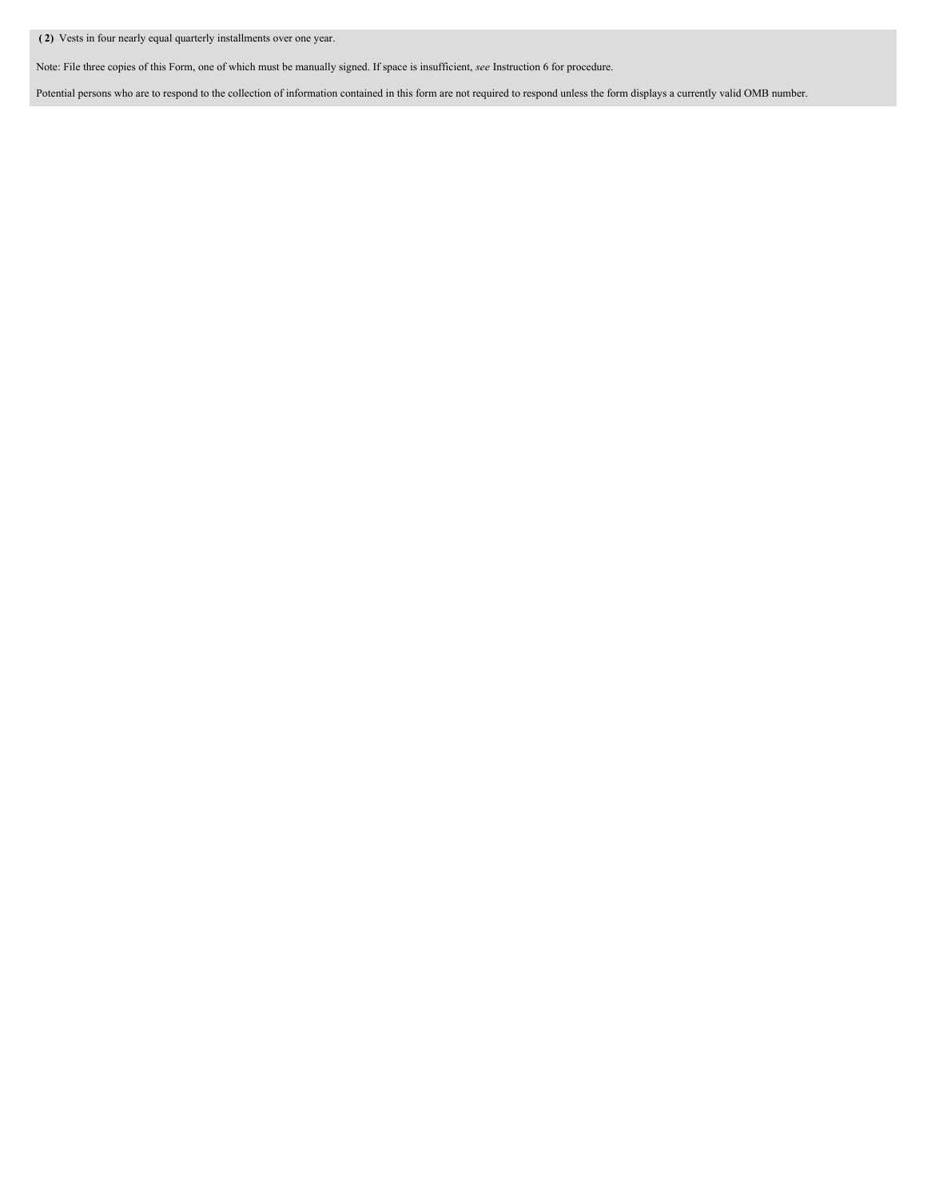**( 2)** Vests in four nearly equal quarterly installments over one year.

Note: File three copies of this Form, one of which must be manually signed. If space is insufficient, *see* Instruction 6 for procedure.

Potential persons who are to respond to the collection of information contained in this form are not required to respond unless the form displays a currently valid OMB number.